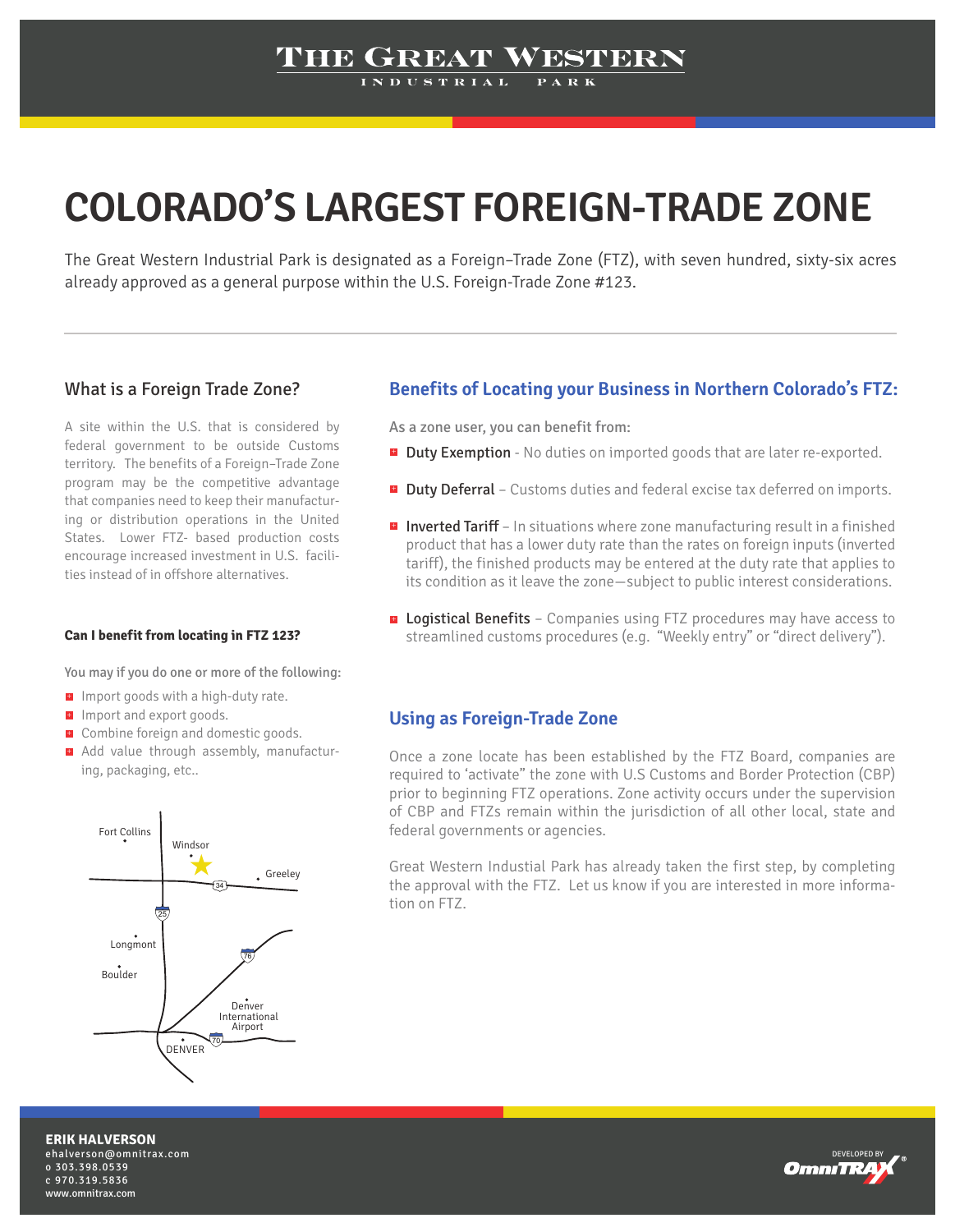# THE GREAT WESTERN
INDUSTRIAL PARK

# COLORADO'S LARGEST FOREIGN-TRADE ZONE

The Great Western Industrial Park is designated as a Foreign–Trade Zone (FTZ), with seven hundred, sixty-six acres already approved as a general purpose within the U.S. Foreign-Trade Zone #123.

## What is a Foreign Trade Zone?

A site within the U.S. that is considered by federal government to be outside Customs territory. The benefits of a Foreign–Trade Zone program may be the competitive advantage that companies need to keep their manufacturing or distribution operations in the United States. Lower FTZ- based production costs encourage increased investment in U.S. facilities instead of in offshore alternatives.

**Can I benefit from locating in FTZ 123?**

You may if you do one or more of the following:

- Import goods with a high-duty rate.
- Import and export goods.
- Combine foreign and domestic goods.
- Add value through assembly, manufacturing, packaging, etc..

Fort Collins, Windsor, Greeley, 34, 25, Longmont, Boulder, 76, Denver International Airport, 70, DENVER

## Benefits of Locating your Business in Northern Colorado's FTZ:

As a zone user, you can benefit from:

- **Duty Exemption** - No duties on imported goods that are later re-exported.
- **Duty Deferral** – Customs duties and federal excise tax deferred on imports.
- **Inverted Tariff** – In situations where zone manufacturing result in a finished product that has a lower duty rate than the rates on foreign inputs (inverted tariff), the finished products may be entered at the duty rate that applies to its condition as it leave the zone—subject to public interest considerations.
- **Logistical Benefits** – Companies using FTZ procedures may have access to streamlined customs procedures (e.g. "Weekly entry" or "direct delivery").

## Using as Foreign-Trade Zone

Once a zone locate has been established by the FTZ Board, companies are required to 'activate" the zone with U.S Customs and Border Protection (CBP) prior to beginning FTZ operations. Zone activity occurs under the supervision of CBP and FTZs remain within the jurisdiction of all other local, state and federal governments or agencies.

Great Western Industial Park has already taken the first step, by completing the approval with the FTZ. Let us know if you are interested in more information on FTZ.

**ERIK HALVERSON**
ehalverson@omnitrax.com
o 303.398.0539
c 970.319.5836
www.omnitrax.com

DEVELOPED BY OmniTRAX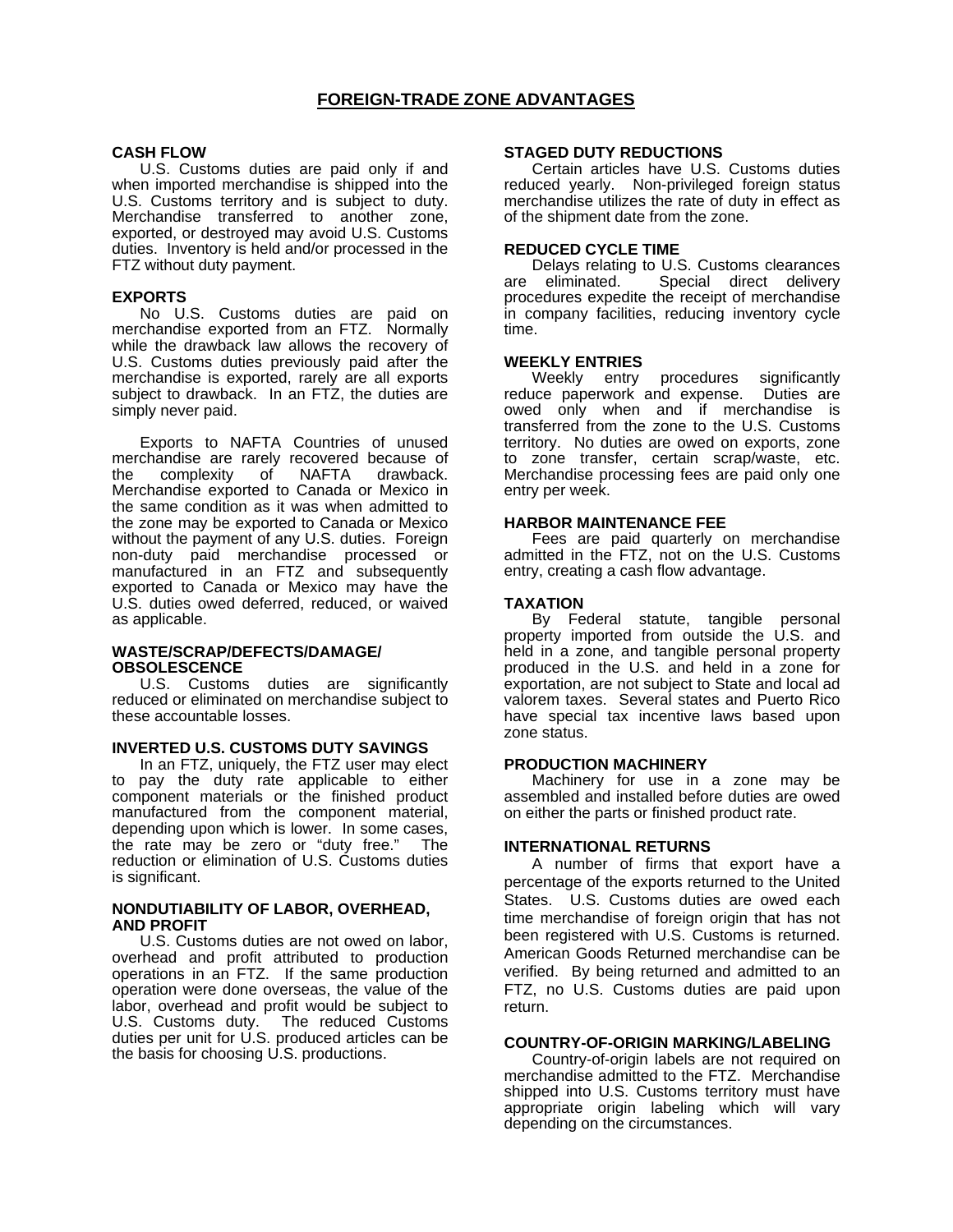# FOREIGN-TRADE ZONE ADVANTAGES

### CASH FLOW

U.S. Customs duties are paid only if and when imported merchandise is shipped into the U.S. Customs territory and is subject to duty. Merchandise transferred to another zone, exported, or destroyed may avoid U.S. Customs duties. Inventory is held and/or processed in the FTZ without duty payment.

### EXPORTS

No U.S. Customs duties are paid on merchandise exported from an FTZ. Normally while the drawback law allows the recovery of U.S. Customs duties previously paid after the merchandise is exported, rarely are all exports subject to drawback. In an FTZ, the duties are simply never paid.

Exports to NAFTA Countries of unused merchandise are rarely recovered because of the complexity of NAFTA drawback. Merchandise exported to Canada or Mexico in the same condition as it was when admitted to the zone may be exported to Canada or Mexico without the payment of any U.S. duties. Foreign non-duty paid merchandise processed or manufactured in an FTZ and subsequently exported to Canada or Mexico may have the U.S. duties owed deferred, reduced, or waived as applicable.

### WASTE/SCRAP/DEFECTS/DAMAGE/ OBSOLESCENCE

U.S. Customs duties are significantly reduced or eliminated on merchandise subject to these accountable losses.

### INVERTED U.S. CUSTOMS DUTY SAVINGS

In an FTZ, uniquely, the FTZ user may elect to pay the duty rate applicable to either component materials or the finished product manufactured from the component material, depending upon which is lower. In some cases, the rate may be zero or "duty free." The reduction or elimination of U.S. Customs duties is significant.

### NONDUTIABILITY OF LABOR, OVERHEAD, AND PROFIT

U.S. Customs duties are not owed on labor, overhead and profit attributed to production operations in an FTZ. If the same production operation were done overseas, the value of the labor, overhead and profit would be subject to U.S. Customs duty. The reduced Customs duties per unit for U.S. produced articles can be the basis for choosing U.S. productions.

### STAGED DUTY REDUCTIONS

Certain articles have U.S. Customs duties reduced yearly. Non-privileged foreign status merchandise utilizes the rate of duty in effect as of the shipment date from the zone.

### REDUCED CYCLE TIME

Delays relating to U.S. Customs clearances are eliminated. Special direct delivery procedures expedite the receipt of merchandise in company facilities, reducing inventory cycle time.

### WEEKLY ENTRIES

Weekly entry procedures significantly reduce paperwork and expense. Duties are owed only when and if merchandise is transferred from the zone to the U.S. Customs territory. No duties are owed on exports, zone to zone transfer, certain scrap/waste, etc. Merchandise processing fees are paid only one entry per week.

### HARBOR MAINTENANCE FEE

Fees are paid quarterly on merchandise admitted in the FTZ, not on the U.S. Customs entry, creating a cash flow advantage.

### TAXATION

By Federal statute, tangible personal property imported from outside the U.S. and held in a zone, and tangible personal property produced in the U.S. and held in a zone for exportation, are not subject to State and local ad valorem taxes. Several states and Puerto Rico have special tax incentive laws based upon zone status.

### PRODUCTION MACHINERY

Machinery for use in a zone may be assembled and installed before duties are owed on either the parts or finished product rate.

### INTERNATIONAL RETURNS

A number of firms that export have a percentage of the exports returned to the United States. U.S. Customs duties are owed each time merchandise of foreign origin that has not been registered with U.S. Customs is returned. American Goods Returned merchandise can be verified. By being returned and admitted to an FTZ, no U.S. Customs duties are paid upon return.

### COUNTRY-OF-ORIGIN MARKING/LABELING

Country-of-origin labels are not required on merchandise admitted to the FTZ. Merchandise shipped into U.S. Customs territory must have appropriate origin labeling which will vary depending on the circumstances.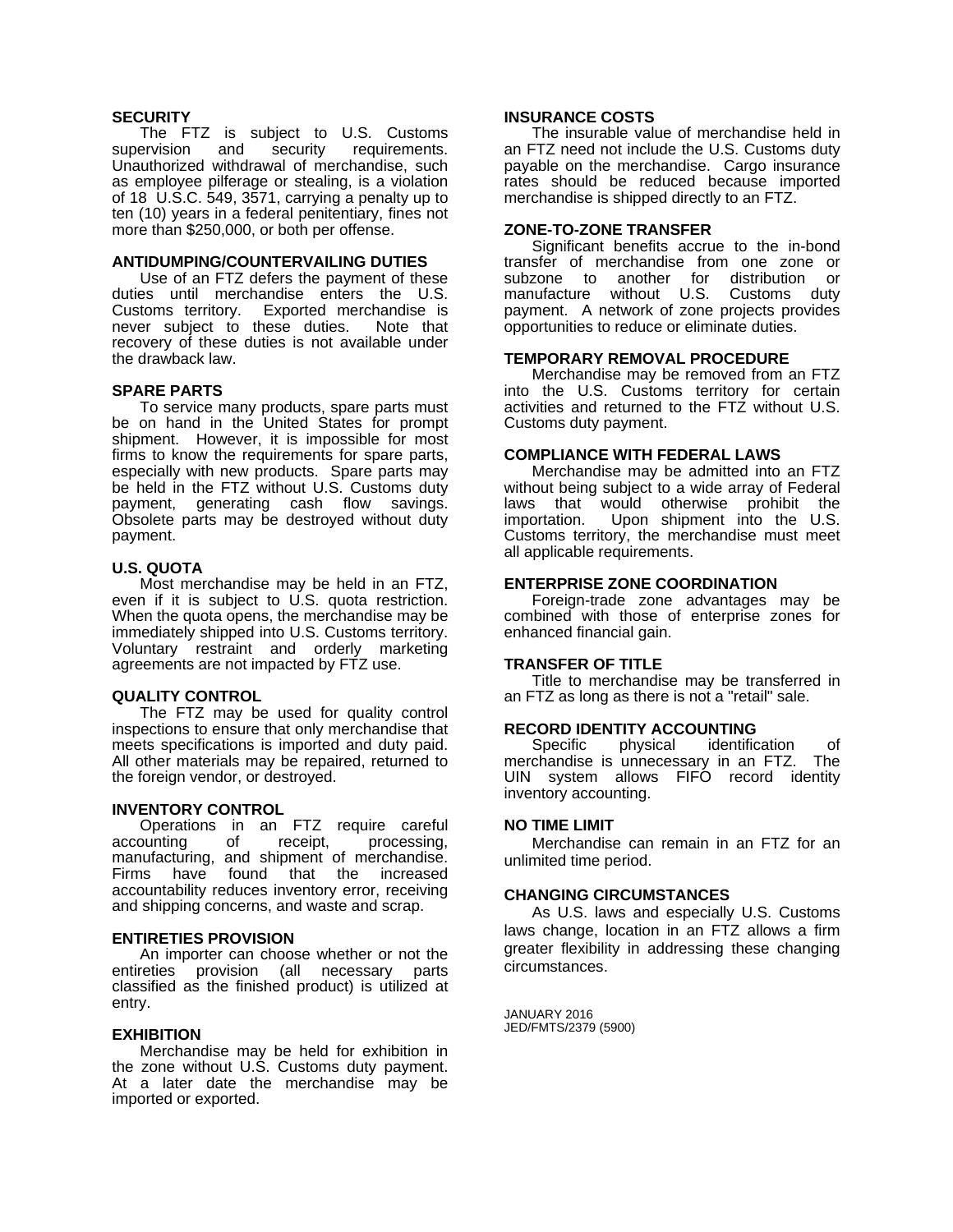### SECURITY

The FTZ is subject to U.S. Customs supervision and security requirements. Unauthorized withdrawal of merchandise, such as employee pilferage or stealing, is a violation of 18 U.S.C. 549, 3571, carrying a penalty up to ten (10) years in a federal penitentiary, fines not more than $250,000, or both per offense.

### ANTIDUMPING/COUNTERVAILING DUTIES

Use of an FTZ defers the payment of these duties until merchandise enters the U.S. Customs territory. Exported merchandise is never subject to these duties. Note that recovery of these duties is not available under the drawback law.

### SPARE PARTS

To service many products, spare parts must be on hand in the United States for prompt shipment. However, it is impossible for most firms to know the requirements for spare parts, especially with new products. Spare parts may be held in the FTZ without U.S. Customs duty payment, generating cash flow savings. Obsolete parts may be destroyed without duty payment.

### U.S. QUOTA

Most merchandise may be held in an FTZ, even if it is subject to U.S. quota restriction. When the quota opens, the merchandise may be immediately shipped into U.S. Customs territory. Voluntary restraint and orderly marketing agreements are not impacted by FTZ use.

### QUALITY CONTROL

The FTZ may be used for quality control inspections to ensure that only merchandise that meets specifications is imported and duty paid. All other materials may be repaired, returned to the foreign vendor, or destroyed.

### INVENTORY CONTROL

Operations in an FTZ require careful accounting of receipt, processing, manufacturing, and shipment of merchandise. Firms have found that the increased accountability reduces inventory error, receiving and shipping concerns, and waste and scrap.

### ENTIRETIES PROVISION

An importer can choose whether or not the entireties provision (all necessary parts classified as the finished product) is utilized at entry.

### EXHIBITION

Merchandise may be held for exhibition in the zone without U.S. Customs duty payment. At a later date the merchandise may be imported or exported.

### INSURANCE COSTS

The insurable value of merchandise held in an FTZ need not include the U.S. Customs duty payable on the merchandise. Cargo insurance rates should be reduced because imported merchandise is shipped directly to an FTZ.

### ZONE-TO-ZONE TRANSFER

Significant benefits accrue to the in-bond transfer of merchandise from one zone or subzone to another for distribution or manufacture without U.S. Customs duty payment. A network of zone projects provides opportunities to reduce or eliminate duties.

### TEMPORARY REMOVAL PROCEDURE

Merchandise may be removed from an FTZ into the U.S. Customs territory for certain activities and returned to the FTZ without U.S. Customs duty payment.

### COMPLIANCE WITH FEDERAL LAWS

Merchandise may be admitted into an FTZ without being subject to a wide array of Federal laws that would otherwise prohibit the importation. Upon shipment into the U.S. Customs territory, the merchandise must meet all applicable requirements.

### ENTERPRISE ZONE COORDINATION

Foreign-trade zone advantages may be combined with those of enterprise zones for enhanced financial gain.

### TRANSFER OF TITLE

Title to merchandise may be transferred in an FTZ as long as there is not a "retail" sale.

### RECORD IDENTITY ACCOUNTING

Specific physical identification of merchandise is unnecessary in an FTZ. The UIN system allows FIFO record identity inventory accounting.

### NO TIME LIMIT

Merchandise can remain in an FTZ for an unlimited time period.

### CHANGING CIRCUMSTANCES

As U.S. laws and especially U.S. Customs laws change, location in an FTZ allows a firm greater flexibility in addressing these changing circumstances.

JANUARY 2016
JED/FMTS/2379 (5900)